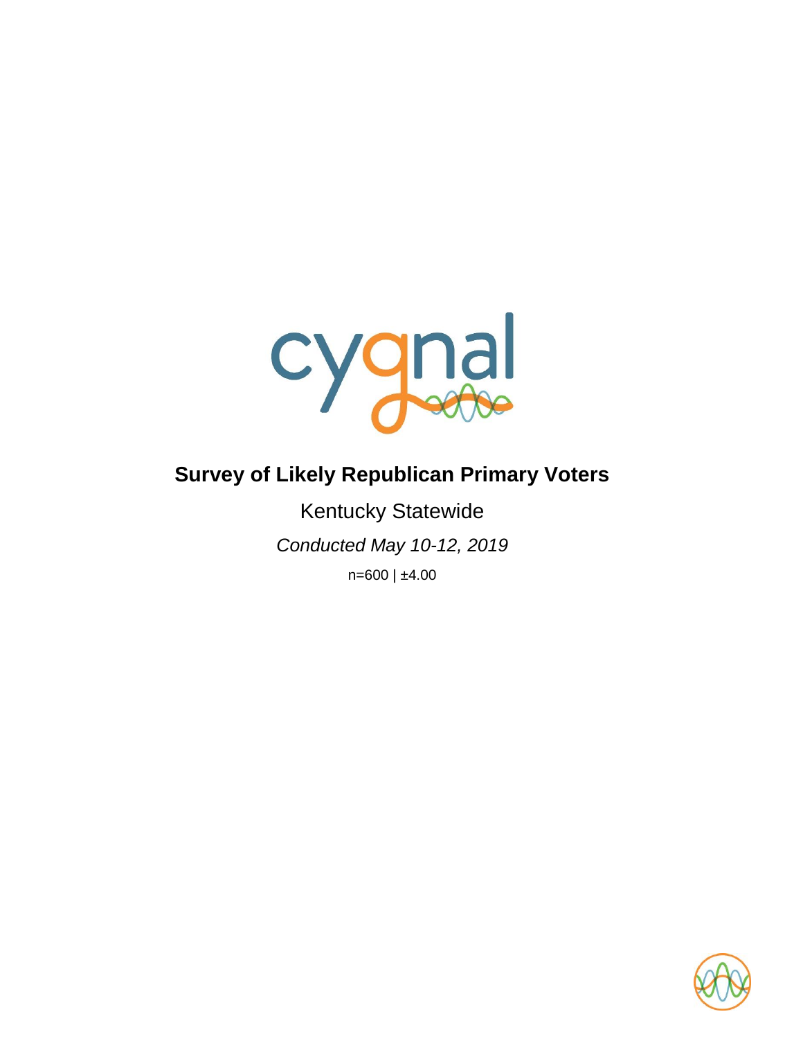cygnal

# Survey of Likely Republican Primary Voters

Kentucky Statewide

*Conducted May 10-12, 2019*

n=600 | ±4.00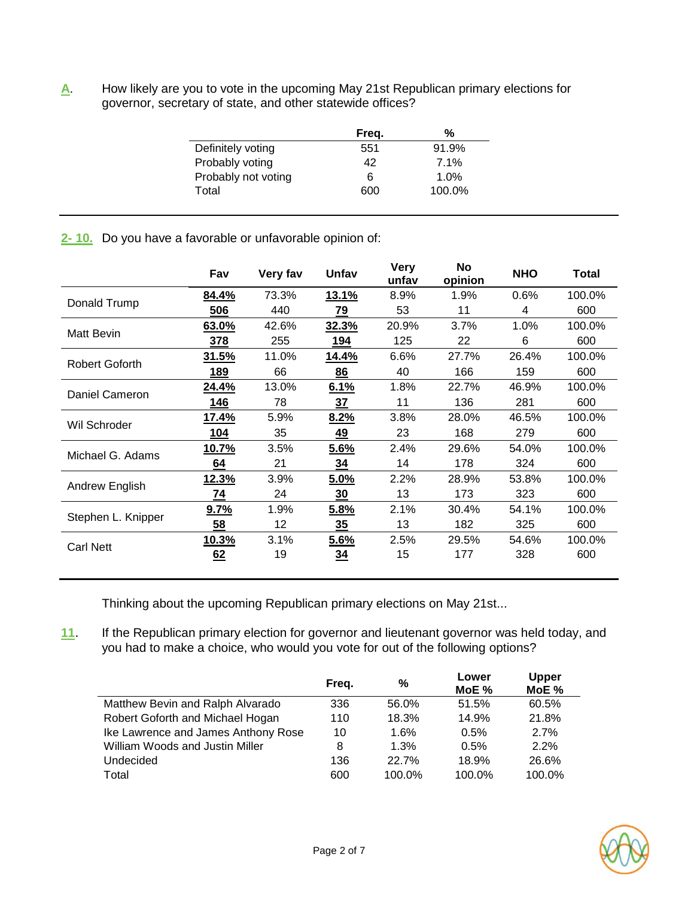**A.** How likely are you to vote in the upcoming May 21st Republican primary elections for governor, secretary of state, and other statewide offices?

| | Freq. | % |
|---|---|---|
| Definitely voting | 551 | 91.9% |
| Probably voting | 42 | 7.1% |
| Probably not voting | 6 | 1.0% |
| Total | 600 | 100.0% |

**2- 10.** Do you have a favorable or unfavorable opinion of:

| | Fav | Very fav | Unfav | Very unfav | No opinion | NHO | Total |
|---|---|---|---|---|---|---|---|
| Donald Trump | **84.4%** | 73.3% | **13.1%** | 8.9% | 1.9% | 0.6% | 100.0% |
| | **506** | 440 | **79** | 53 | 11 | 4 | 600 |
| Matt Bevin | **63.0%** | 42.6% | **32.3%** | 20.9% | 3.7% | 1.0% | 100.0% |
| | **378** | 255 | **194** | 125 | 22 | 6 | 600 |
| Robert Goforth | **31.5%** | 11.0% | **14.4%** | 6.6% | 27.7% | 26.4% | 100.0% |
| | **189** | 66 | **86** | 40 | 166 | 159 | 600 |
| Daniel Cameron | **24.4%** | 13.0% | **6.1%** | 1.8% | 22.7% | 46.9% | 100.0% |
| | **146** | 78 | **37** | 11 | 136 | 281 | 600 |
| Wil Schroder | **17.4%** | 5.9% | **8.2%** | 3.8% | 28.0% | 46.5% | 100.0% |
| | **104** | 35 | **49** | 23 | 168 | 279 | 600 |
| Michael G. Adams | **10.7%** | 3.5% | **5.6%** | 2.4% | 29.6% | 54.0% | 100.0% |
| | **64** | 21 | **34** | 14 | 178 | 324 | 600 |
| Andrew English | **12.3%** | 3.9% | **5.0%** | 2.2% | 28.9% | 53.8% | 100.0% |
| | **74** | 24 | **30** | 13 | 173 | 323 | 600 |
| Stephen L. Knipper | **9.7%** | 1.9% | **5.8%** | 2.1% | 30.4% | 54.1% | 100.0% |
| | **58** | 12 | **35** | 13 | 182 | 325 | 600 |
| Carl Nett | **10.3%** | 3.1% | **5.6%** | 2.5% | 29.5% | 54.6% | 100.0% |
| | **62** | 19 | **34** | 15 | 177 | 328 | 600 |

Thinking about the upcoming Republican primary elections on May 21st...

**11.** If the Republican primary election for governor and lieutenant governor was held today, and you had to make a choice, who would you vote for out of the following options?

| | Freq. | % | Lower MoE % | Upper MoE % |
|---|---|---|---|---|
| Matthew Bevin and Ralph Alvarado | 336 | 56.0% | 51.5% | 60.5% |
| Robert Goforth and Michael Hogan | 110 | 18.3% | 14.9% | 21.8% |
| Ike Lawrence and James Anthony Rose | 10 | 1.6% | 0.5% | 2.7% |
| William Woods and Justin Miller | 8 | 1.3% | 0.5% | 2.2% |
| Undecided | 136 | 22.7% | 18.9% | 26.6% |
| Total | 600 | 100.0% | 100.0% | 100.0% |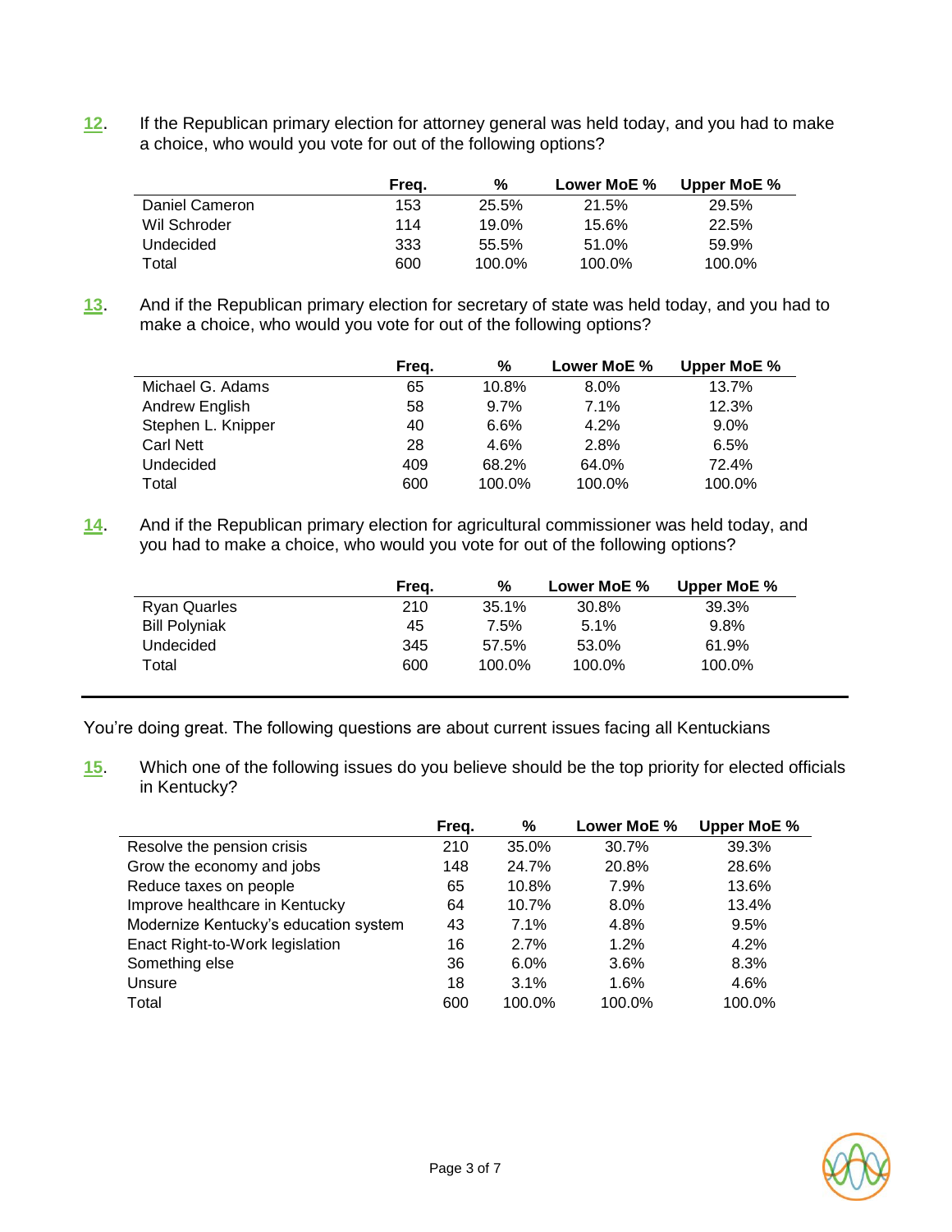**12**. If the Republican primary election for attorney general was held today, and you had to make a choice, who would you vote for out of the following options?

| | Freq. | % | Lower MoE % | Upper MoE % |
|---|---|---|---|---|
| Daniel Cameron | 153 | 25.5% | 21.5% | 29.5% |
| Wil Schroder | 114 | 19.0% | 15.6% | 22.5% |
| Undecided | 333 | 55.5% | 51.0% | 59.9% |
| Total | 600 | 100.0% | 100.0% | 100.0% |

**13**. And if the Republican primary election for secretary of state was held today, and you had to make a choice, who would you vote for out of the following options?

| | Freq. | % | Lower MoE % | Upper MoE % |
|---|---|---|---|---|
| Michael G. Adams | 65 | 10.8% | 8.0% | 13.7% |
| Andrew English | 58 | 9.7% | 7.1% | 12.3% |
| Stephen L. Knipper | 40 | 6.6% | 4.2% | 9.0% |
| Carl Nett | 28 | 4.6% | 2.8% | 6.5% |
| Undecided | 409 | 68.2% | 64.0% | 72.4% |
| Total | 600 | 100.0% | 100.0% | 100.0% |

**14**. And if the Republican primary election for agricultural commissioner was held today, and you had to make a choice, who would you vote for out of the following options?

| | Freq. | % | Lower MoE % | Upper MoE % |
|---|---|---|---|---|
| Ryan Quarles | 210 | 35.1% | 30.8% | 39.3% |
| Bill Polyniak | 45 | 7.5% | 5.1% | 9.8% |
| Undecided | 345 | 57.5% | 53.0% | 61.9% |
| Total | 600 | 100.0% | 100.0% | 100.0% |

---

You're doing great. The following questions are about current issues facing all Kentuckians

**15**. Which one of the following issues do you believe should be the top priority for elected officials in Kentucky?

| | Freq. | % | Lower MoE % | Upper MoE % |
|---|---|---|---|---|
| Resolve the pension crisis | 210 | 35.0% | 30.7% | 39.3% |
| Grow the economy and jobs | 148 | 24.7% | 20.8% | 28.6% |
| Reduce taxes on people | 65 | 10.8% | 7.9% | 13.6% |
| Improve healthcare in Kentucky | 64 | 10.7% | 8.0% | 13.4% |
| Modernize Kentucky's education system | 43 | 7.1% | 4.8% | 9.5% |
| Enact Right-to-Work legislation | 16 | 2.7% | 1.2% | 4.2% |
| Something else | 36 | 6.0% | 3.6% | 8.3% |
| Unsure | 18 | 3.1% | 1.6% | 4.6% |
| Total | 600 | 100.0% | 100.0% | 100.0% |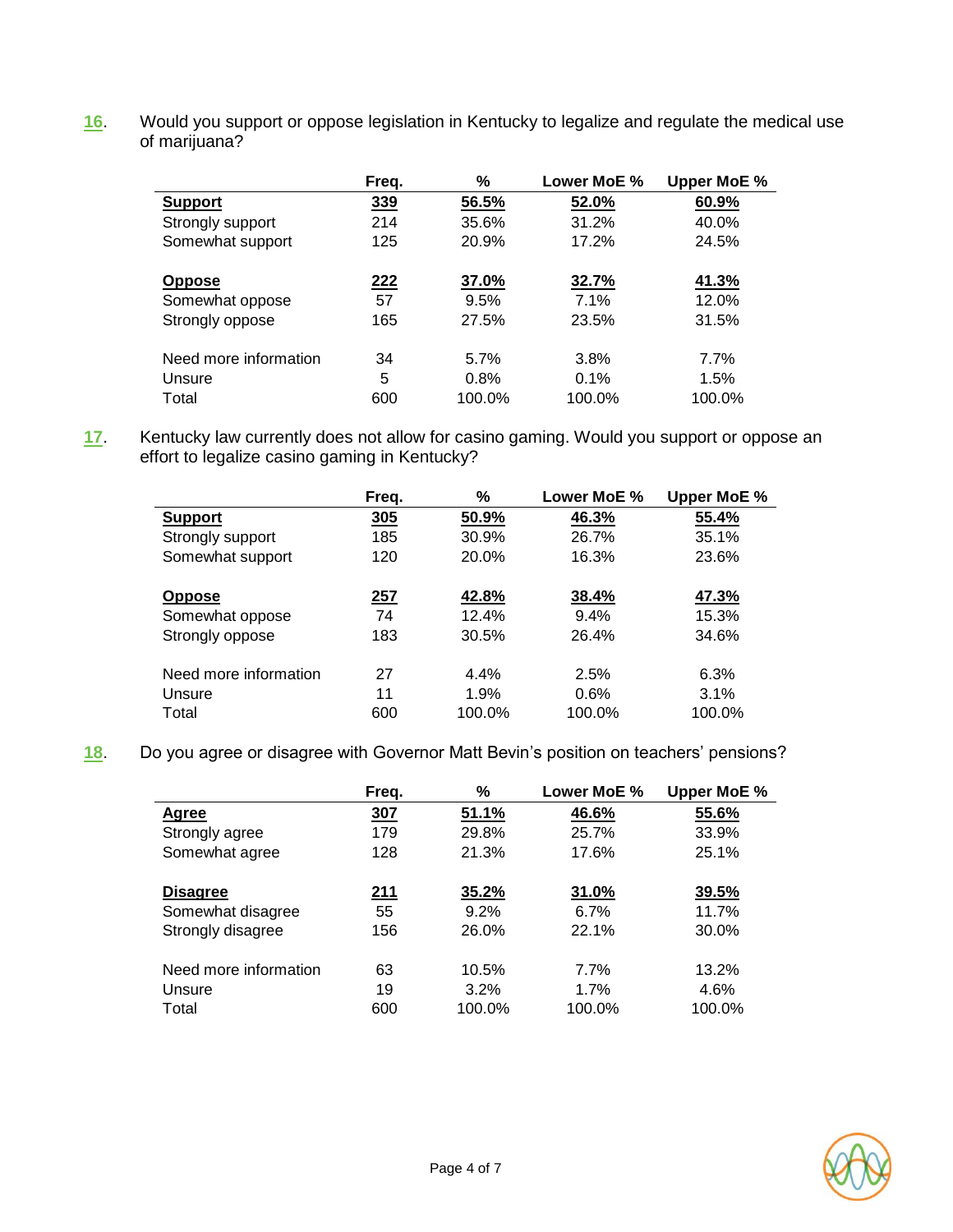16. Would you support or oppose legislation in Kentucky to legalize and regulate the medical use of marijuana?

| | Freq. | % | Lower MoE % | Upper MoE % |
|---|---|---|---|---|
| **Support** | **339** | **56.5%** | **52.0%** | **60.9%** |
| Strongly support | 214 | 35.6% | 31.2% | 40.0% |
| Somewhat support | 125 | 20.9% | 17.2% | 24.5% |
| **Oppose** | **222** | **37.0%** | **32.7%** | **41.3%** |
| Somewhat oppose | 57 | 9.5% | 7.1% | 12.0% |
| Strongly oppose | 165 | 27.5% | 23.5% | 31.5% |
| Need more information | 34 | 5.7% | 3.8% | 7.7% |
| Unsure | 5 | 0.8% | 0.1% | 1.5% |
| Total | 600 | 100.0% | 100.0% | 100.0% |

17. Kentucky law currently does not allow for casino gaming. Would you support or oppose an effort to legalize casino gaming in Kentucky?

| | Freq. | % | Lower MoE % | Upper MoE % |
|---|---|---|---|---|
| **Support** | **305** | **50.9%** | **46.3%** | **55.4%** |
| Strongly support | 185 | 30.9% | 26.7% | 35.1% |
| Somewhat support | 120 | 20.0% | 16.3% | 23.6% |
| **Oppose** | **257** | **42.8%** | **38.4%** | **47.3%** |
| Somewhat oppose | 74 | 12.4% | 9.4% | 15.3% |
| Strongly oppose | 183 | 30.5% | 26.4% | 34.6% |
| Need more information | 27 | 4.4% | 2.5% | 6.3% |
| Unsure | 11 | 1.9% | 0.6% | 3.1% |
| Total | 600 | 100.0% | 100.0% | 100.0% |

18. Do you agree or disagree with Governor Matt Bevin's position on teachers' pensions?

| | Freq. | % | Lower MoE % | Upper MoE % |
|---|---|---|---|---|
| **Agree** | **307** | **51.1%** | **46.6%** | **55.6%** |
| Strongly agree | 179 | 29.8% | 25.7% | 33.9% |
| Somewhat agree | 128 | 21.3% | 17.6% | 25.1% |
| **Disagree** | **211** | **35.2%** | **31.0%** | **39.5%** |
| Somewhat disagree | 55 | 9.2% | 6.7% | 11.7% |
| Strongly disagree | 156 | 26.0% | 22.1% | 30.0% |
| Need more information | 63 | 10.5% | 7.7% | 13.2% |
| Unsure | 19 | 3.2% | 1.7% | 4.6% |
| Total | 600 | 100.0% | 100.0% | 100.0% |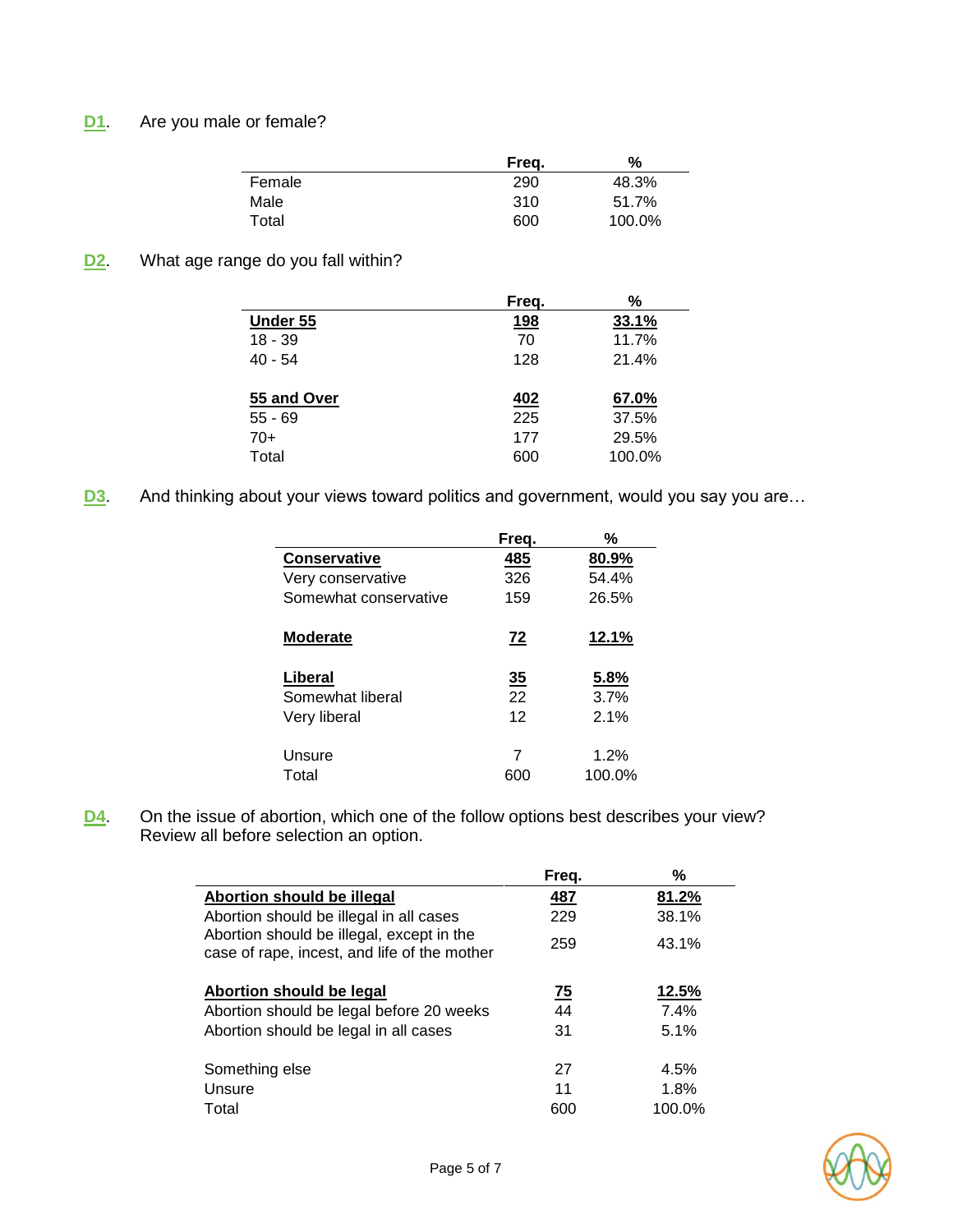**D1**. Are you male or female?

| | Freq. | % |
|---|---|---|
| Female | 290 | 48.3% |
| Male | 310 | 51.7% |
| Total | 600 | 100.0% |

**D2**. What age range do you fall within?

| | Freq. | % |
|---|---|---|
| **Under 55** | **198** | **33.1%** |
| 18 - 39 | 70 | 11.7% |
| 40 - 54 | 128 | 21.4% |
| **55 and Over** | **402** | **67.0%** |
| 55 - 69 | 225 | 37.5% |
| 70+ | 177 | 29.5% |
| Total | 600 | 100.0% |

**D3**. And thinking about your views toward politics and government, would you say you are…

| | Freq. | % |
|---|---|---|
| **Conservative** | **485** | **80.9%** |
| Very conservative | 326 | 54.4% |
| Somewhat conservative | 159 | 26.5% |
| **Moderate** | **72** | **12.1%** |
| **Liberal** | **35** | **5.8%** |
| Somewhat liberal | 22 | 3.7% |
| Very liberal | 12 | 2.1% |
| Unsure | 7 | 1.2% |
| Total | 600 | 100.0% |

**D4**. On the issue of abortion, which one of the follow options best describes your view? Review all before selection an option.

| | Freq. | % |
|---|---|---|
| **Abortion should be illegal** | **487** | **81.2%** |
| Abortion should be illegal in all cases | 229 | 38.1% |
| Abortion should be illegal, except in the case of rape, incest, and life of the mother | 259 | 43.1% |
| **Abortion should be legal** | **75** | **12.5%** |
| Abortion should be legal before 20 weeks | 44 | 7.4% |
| Abortion should be legal in all cases | 31 | 5.1% |
| Something else | 27 | 4.5% |
| Unsure | 11 | 1.8% |
| Total | 600 | 100.0% |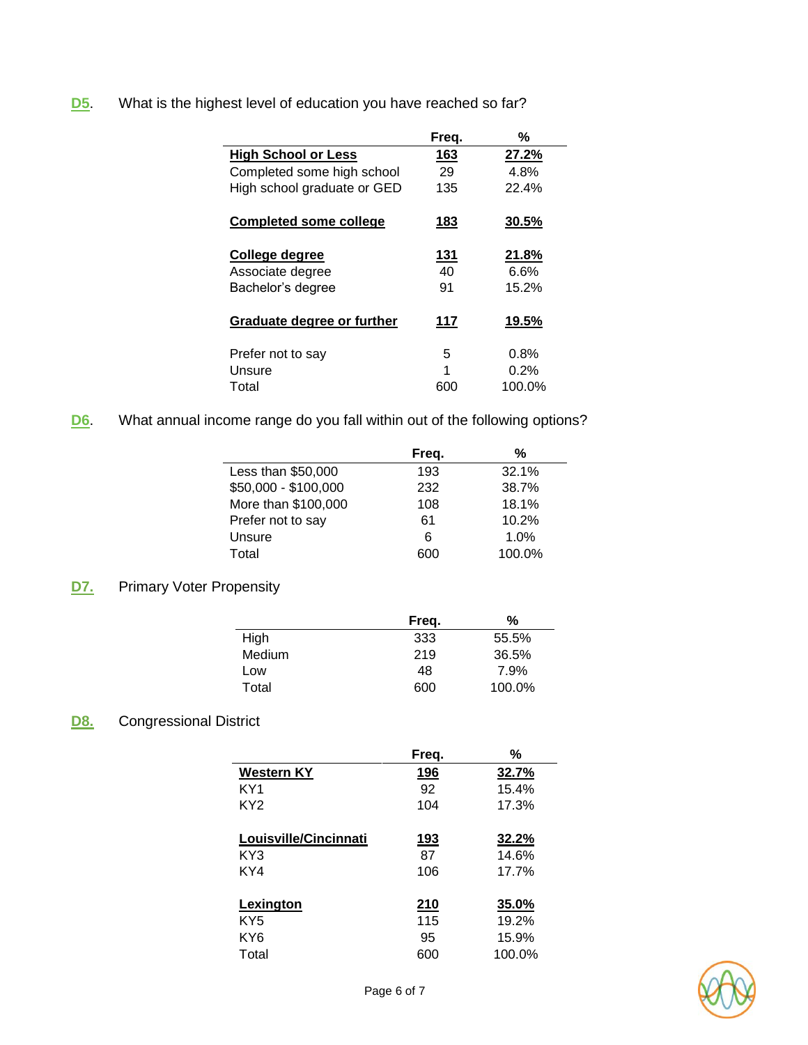**D5**. What is the highest level of education you have reached so far?

| | Freq. | % |
|---|---|---|
| **High School or Less** | **163** | **27.2%** |
| Completed some high school | 29 | 4.8% |
| High school graduate or GED | 135 | 22.4% |
| **Completed some college** | **183** | **30.5%** |
| **College degree** | **131** | **21.8%** |
| Associate degree | 40 | 6.6% |
| Bachelor's degree | 91 | 15.2% |
| **Graduate degree or further** | **117** | **19.5%** |
| Prefer not to say | 5 | 0.8% |
| Unsure | 1 | 0.2% |
| Total | 600 | 100.0% |

**D6**. What annual income range do you fall within out of the following options?

| | Freq. | % |
|---|---|---|
| Less than $50,000 | 193 | 32.1% |
| $50,000 - $100,000 | 232 | 38.7% |
| More than $100,000 | 108 | 18.1% |
| Prefer not to say | 61 | 10.2% |
| Unsure | 6 | 1.0% |
| Total | 600 | 100.0% |

**D7.** Primary Voter Propensity

| | Freq. | % |
|---|---|---|
| High | 333 | 55.5% |
| Medium | 219 | 36.5% |
| Low | 48 | 7.9% |
| Total | 600 | 100.0% |

**D8.** Congressional District

| | Freq. | % |
|---|---|---|
| **Western KY** | **196** | **32.7%** |
| KY1 | 92 | 15.4% |
| KY2 | 104 | 17.3% |
| **Louisville/Cincinnati** | **193** | **32.2%** |
| KY3 | 87 | 14.6% |
| KY4 | 106 | 17.7% |
| **Lexington** | **210** | **35.0%** |
| KY5 | 115 | 19.2% |
| KY6 | 95 | 15.9% |
| Total | 600 | 100.0% |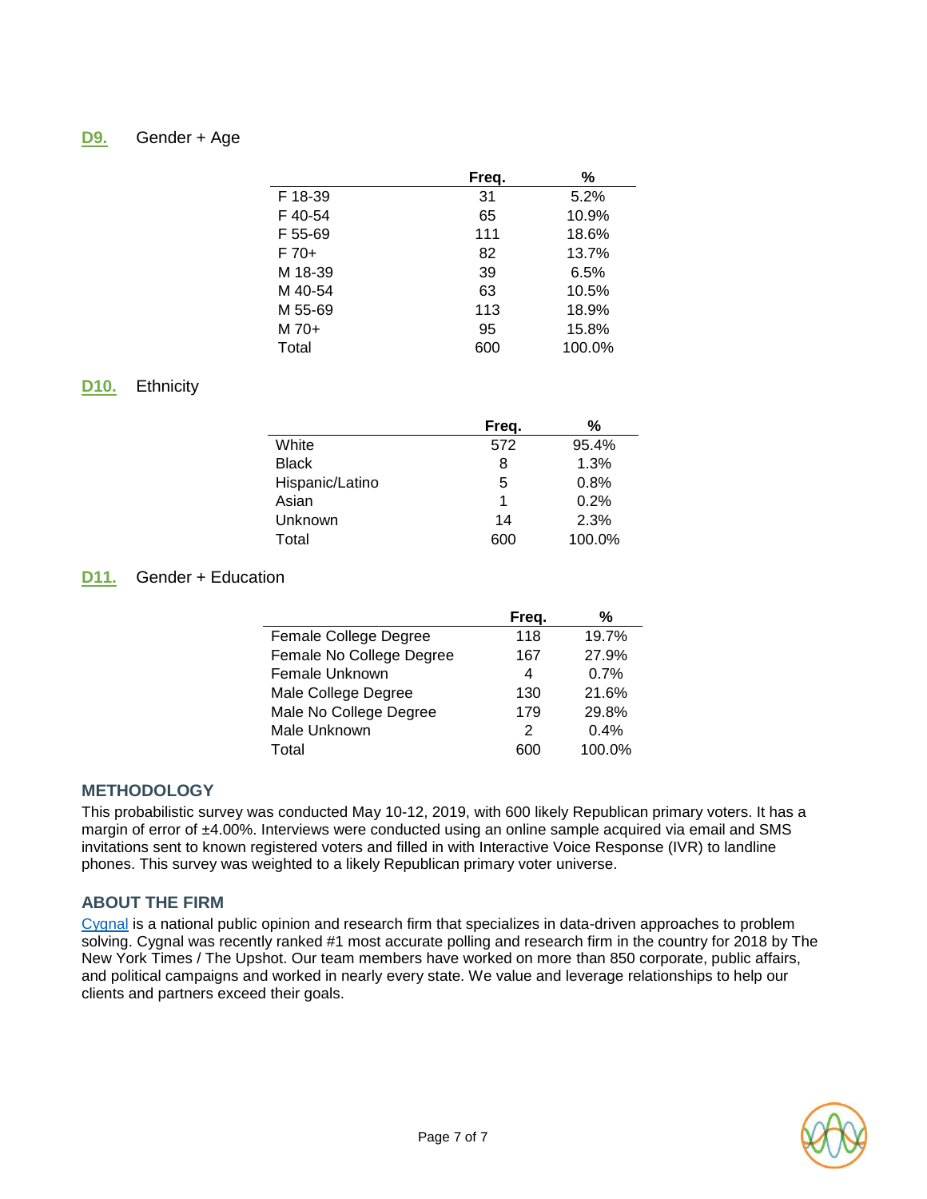## D9. Gender + Age

| | Freq. | % |
|---|---|---|
| F 18-39 | 31 | 5.2% |
| F 40-54 | 65 | 10.9% |
| F 55-69 | 111 | 18.6% |
| F 70+ | 82 | 13.7% |
| M 18-39 | 39 | 6.5% |
| M 40-54 | 63 | 10.5% |
| M 55-69 | 113 | 18.9% |
| M 70+ | 95 | 15.8% |
| Total | 600 | 100.0% |

## D10. Ethnicity

| | Freq. | % |
|---|---|---|
| White | 572 | 95.4% |
| Black | 8 | 1.3% |
| Hispanic/Latino | 5 | 0.8% |
| Asian | 1 | 0.2% |
| Unknown | 14 | 2.3% |
| Total | 600 | 100.0% |

## D11. Gender + Education

| | Freq. | % |
|---|---|---|
| Female College Degree | 118 | 19.7% |
| Female No College Degree | 167 | 27.9% |
| Female Unknown | 4 | 0.7% |
| Male College Degree | 130 | 21.6% |
| Male No College Degree | 179 | 29.8% |
| Male Unknown | 2 | 0.4% |
| Total | 600 | 100.0% |

## METHODOLOGY

This probabilistic survey was conducted May 10-12, 2019, with 600 likely Republican primary voters. It has a margin of error of ±4.00%. Interviews were conducted using an online sample acquired via email and SMS invitations sent to known registered voters and filled in with Interactive Voice Response (IVR) to landline phones. This survey was weighted to a likely Republican primary voter universe.

## ABOUT THE FIRM

Cygnal is a national public opinion and research firm that specializes in data-driven approaches to problem solving. Cygnal was recently ranked #1 most accurate polling and research firm in the country for 2018 by The New York Times / The Upshot. Our team members have worked on more than 850 corporate, public affairs, and political campaigns and worked in nearly every state. We value and leverage relationships to help our clients and partners exceed their goals.